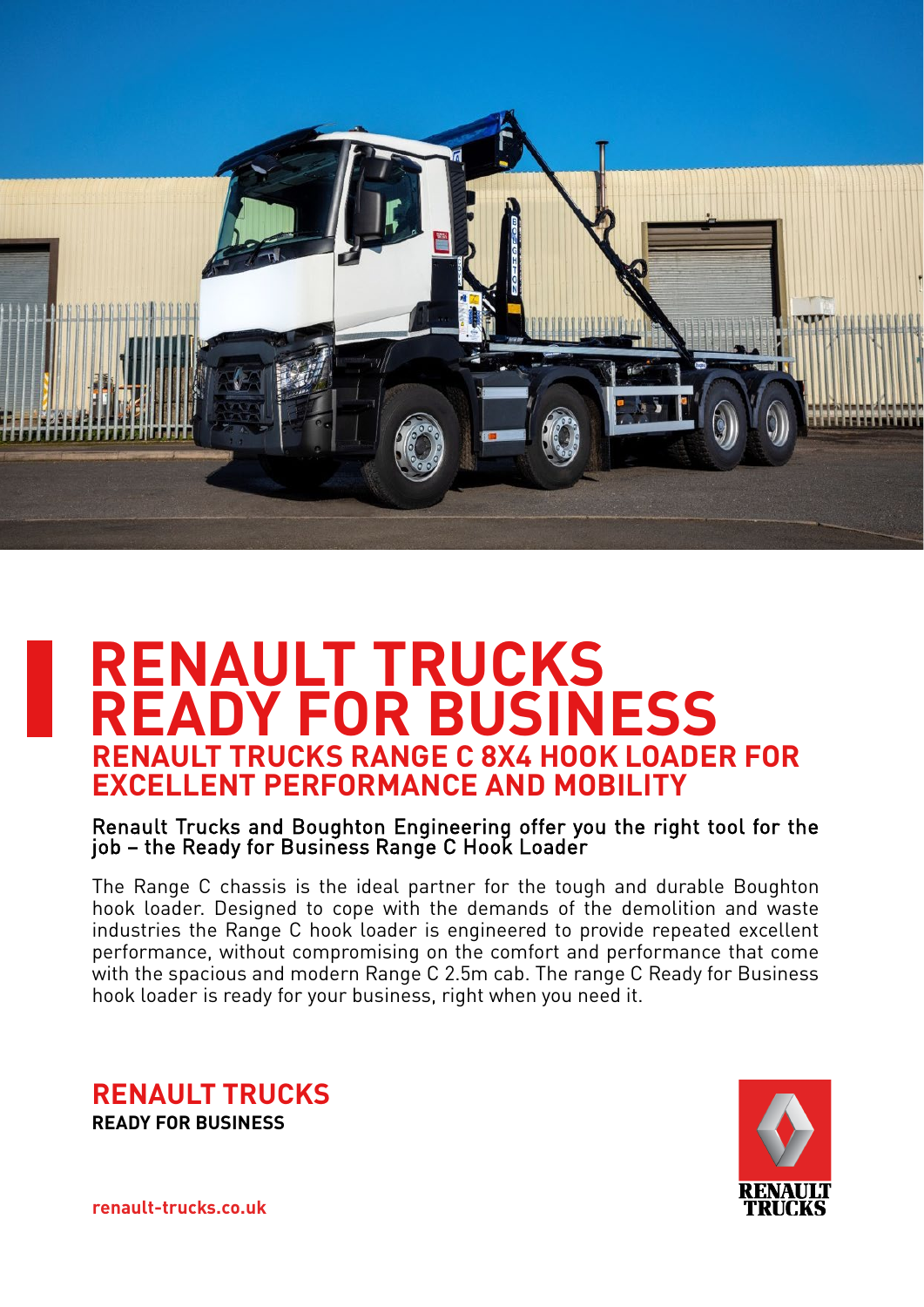# RENAULT TRUCKS READY FOR BUSINESS

## RENAULT TRUCKS RANGE C 8X4 HOOK LOADER FOR EXCELLENT PERFORMANCE AND MOBILITY

### Renault Trucks and Boughton Engineering offer you the right tool for the job – the Ready for Business Range C Hook Loader

The Range C chassis is the ideal partner for the tough and durable Boughton hook loader. Designed to cope with the demands of the demolition and waste industries the Range C hook loader is engineered to provide repeated excellent performance, without compromising on the comfort and performance that come with the spacious and modern Range C 2.5m cab. The range C Ready for Business hook loader is ready for your business, right when you need it.

**RENAULT TRUCKS**
**READY FOR BUSINESS**

RENAULT TRUCKS

renault-trucks.co.uk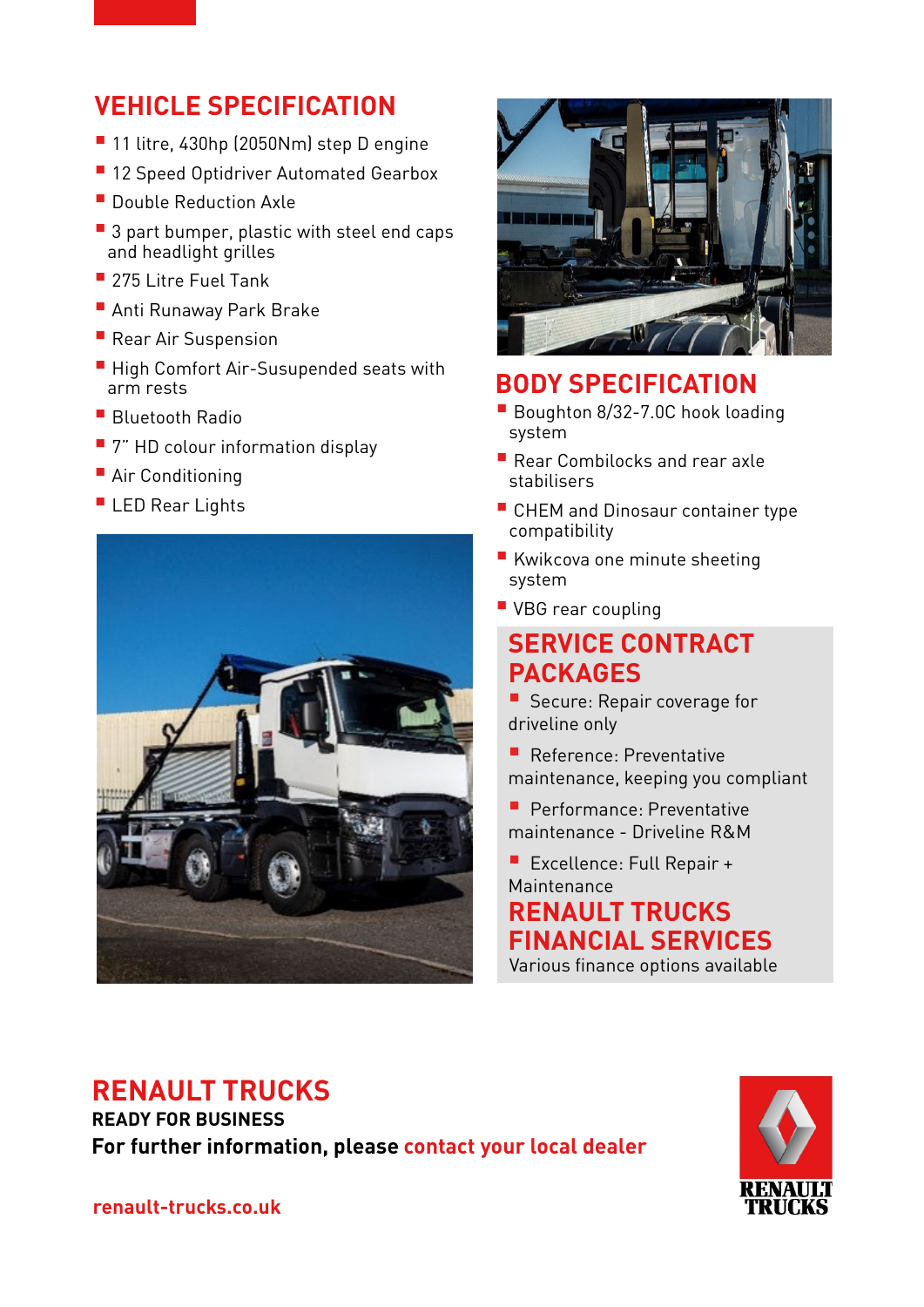## VEHICLE SPECIFICATION

- 11 litre, 430hp (2050Nm) step D engine
- 12 Speed Optidriver Automated Gearbox
- Double Reduction Axle
- 3 part bumper, plastic with steel end caps and headlight grilles
- 275 Litre Fuel Tank
- Anti Runaway Park Brake
- Rear Air Suspension
- High Comfort Air-Susupended seats with arm rests
- Bluetooth Radio
- 7" HD colour information display
- Air Conditioning
- LED Rear Lights

## BODY SPECIFICATION

- Boughton 8/32-7.0C hook loading system
- Rear Combilocks and rear axle stabilisers
- CHEM and Dinosaur container type compatibility
- Kwikcova one minute sheeting system
- VBG rear coupling

## SERVICE CONTRACT PACKAGES

- Secure: Repair coverage for driveline only
- Reference: Preventative maintenance, keeping you compliant
- Performance: Preventative maintenance - Driveline R&M
- Excellence: Full Repair + Maintenance

## RENAULT TRUCKS FINANCIAL SERVICES

Various finance options available

## RENAULT TRUCKS

**READY FOR BUSINESS**

**For further information, please contact your local dealer**

renault-trucks.co.uk

RENAULT TRUCKS